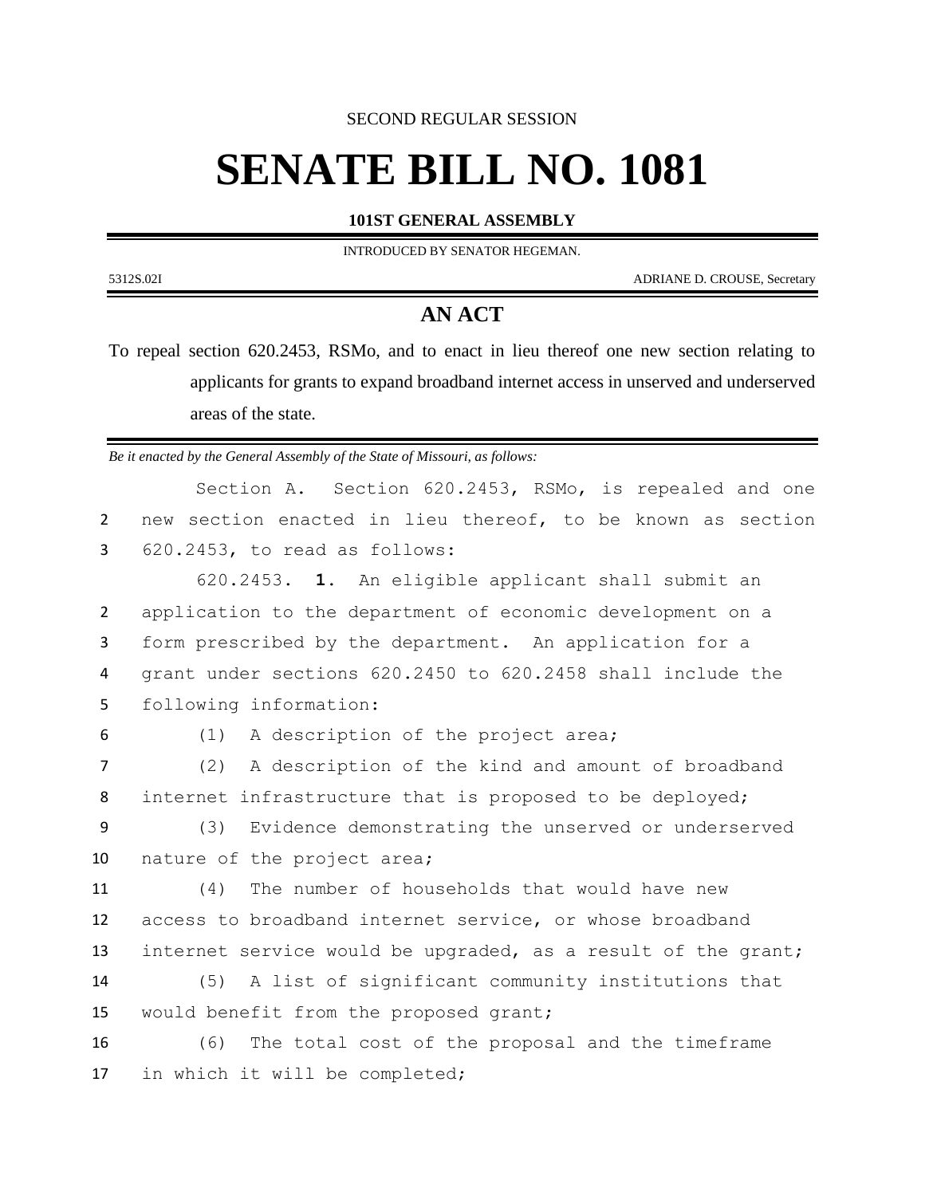SECOND REGULAR SESSION

# SENATE BILL NO. 1081

**101ST GENERAL ASSEMBLY**

INTRODUCED BY SENATOR HEGEMAN.

5312S.02I ADRIANE D. CROUSE, Secretary

## AN ACT

To repeal section 620.2453, RSMo, and to enact in lieu thereof one new section relating to applicants for grants to expand broadband internet access in unserved and underserved areas of the state.

*Be it enacted by the General Assembly of the State of Missouri, as follows:*

Section A. Section 620.2453, RSMo, is repealed and one new section enacted in lieu thereof, to be known as section 620.2453, to read as follows:

620.2453. **1.** An eligible applicant shall submit an application to the department of economic development on a form prescribed by the department. An application for a grant under sections 620.2450 to 620.2458 shall include the following information:

(1) A description of the project area;

(2) A description of the kind and amount of broadband internet infrastructure that is proposed to be deployed;

(3) Evidence demonstrating the unserved or underserved nature of the project area;

(4) The number of households that would have new access to broadband internet service, or whose broadband internet service would be upgraded, as a result of the grant;

(5) A list of significant community institutions that would benefit from the proposed grant;

(6) The total cost of the proposal and the timeframe in which it will be completed;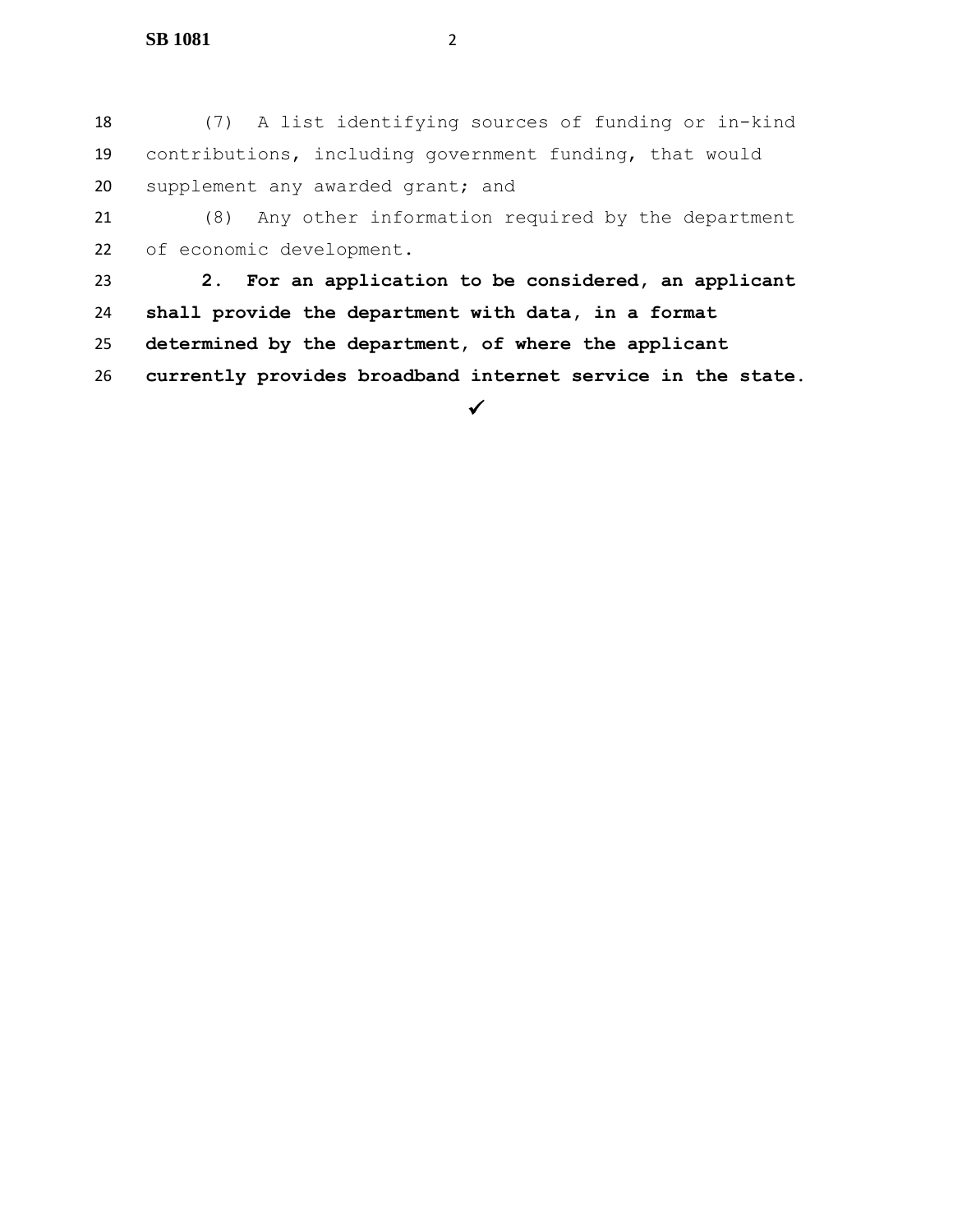(7) A list identifying sources of funding or in-kind contributions, including government funding, that would supplement any awarded grant; and

(8) Any other information required by the department of economic development.

**2. For an application to be considered, an applicant shall provide the department with data, in a format determined by the department, of where the applicant currently provides broadband internet service in the state.**

✔